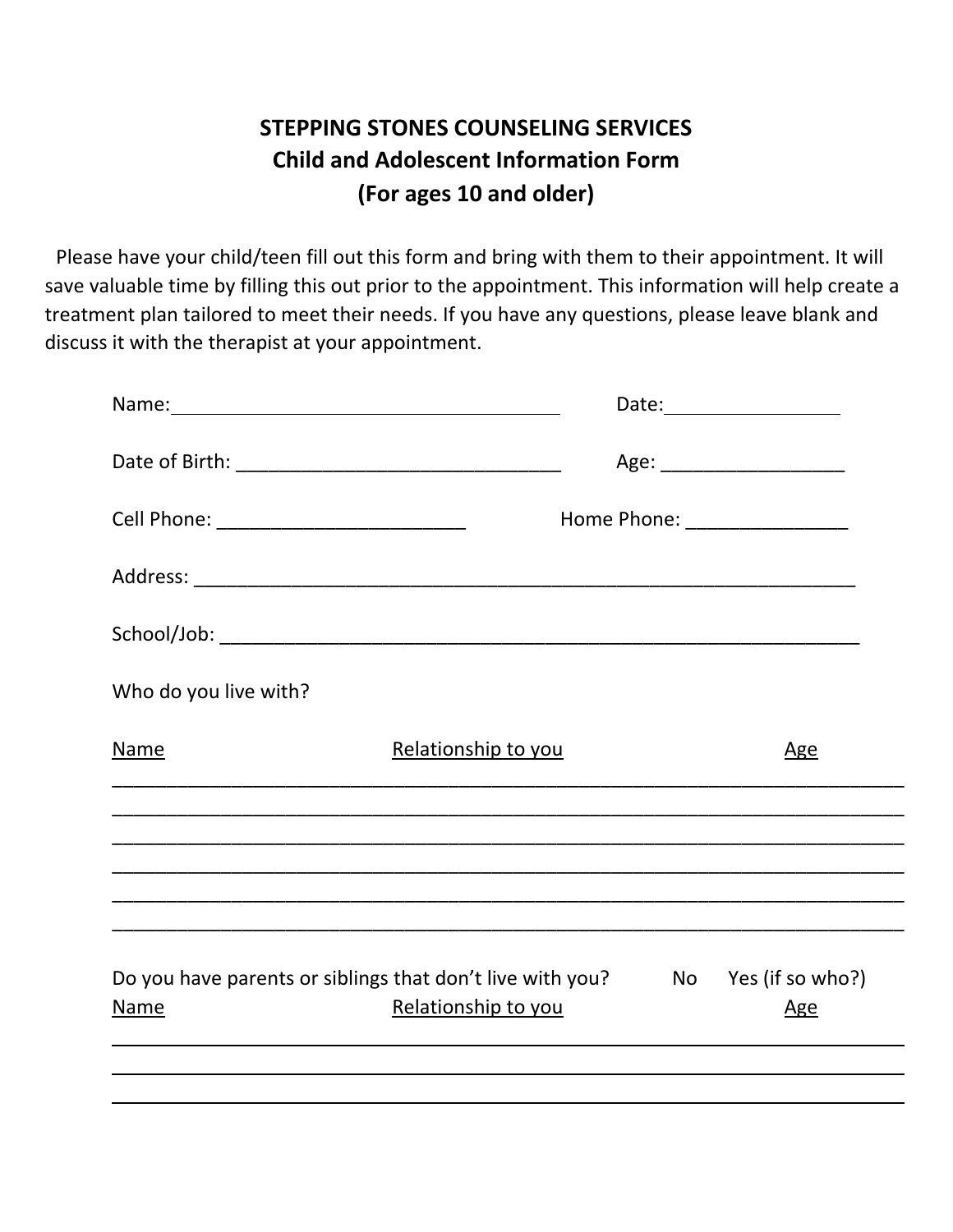# STEPPING STONES COUNSELING SERVICES
## Child and Adolescent Information Form
## (For ages 10 and older)

Please have your child/teen fill out this form and bring with them to their appointment. It will save valuable time by filling this out prior to the appointment. This information will help create a treatment plan tailored to meet their needs. If you have any questions, please leave blank and discuss it with the therapist at your appointment.

Name:_______________________________ Date:_______________

Date of Birth: _______________________________ Age: _________________

Cell Phone: _______________________ Home Phone: _______________

Address: _______________________________________________________________

School/Job: _____________________________________________________________

Who do you live with?

| Name | Relationship to you | Age |
| --- | --- | --- |
| | | |
| | | |
| | | |
| | | |
| | | |
| | | |

Do you have parents or siblings that don't live with you? No Yes (if so who?)

| Name | Relationship to you | Age |
| --- | --- | --- |
| | | |
| | | |
| | | |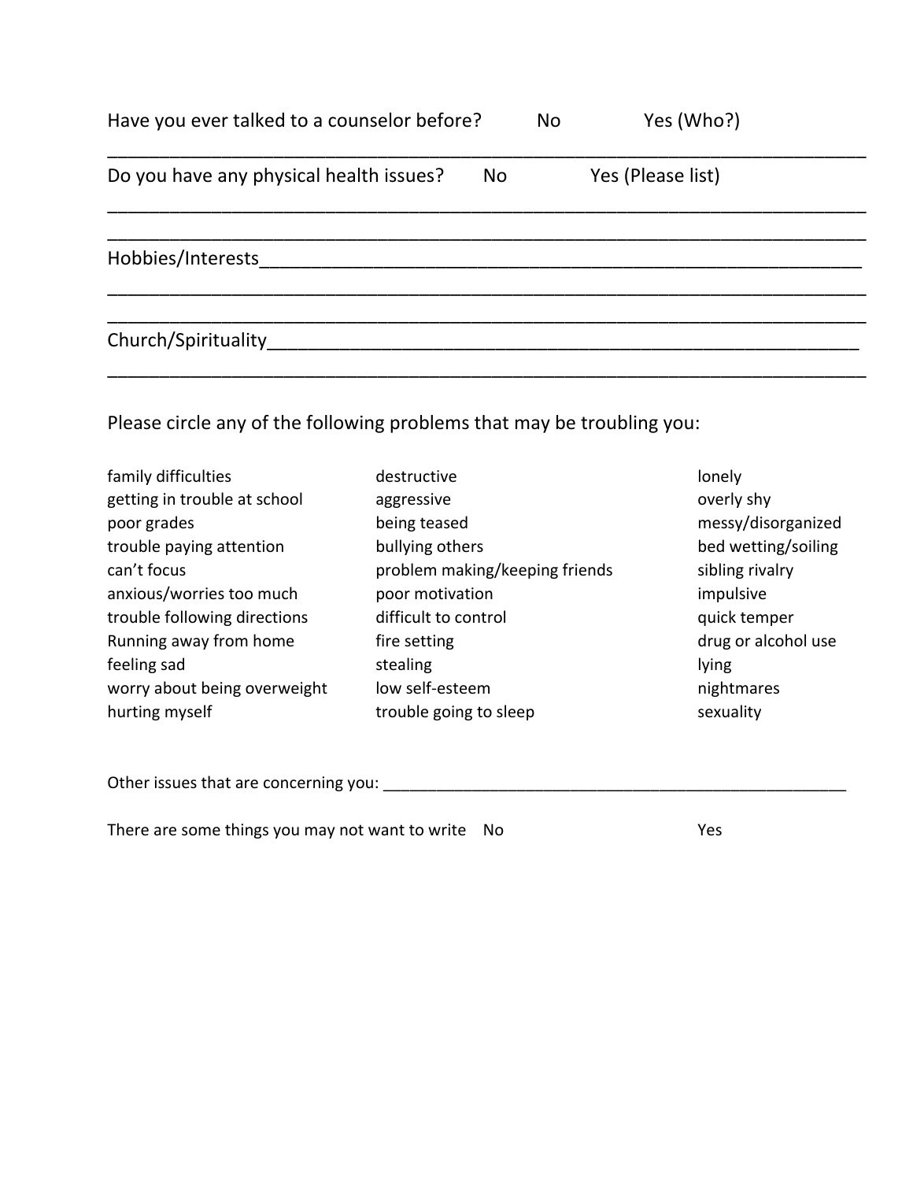Have you ever talked to a counselor before? No Yes (Who?)

______________________________________________________________________________

Do you have any physical health issues? No Yes (Please list)

______________________________________________________________________________

______________________________________________________________________________

Hobbies/Interests_____________________________________________________________

______________________________________________________________________________

______________________________________________________________________________

Church/Spirituality____________________________________________________________

______________________________________________________________________________

Please circle any of the following problems that may be troubling you:

| | | |
|---|---|---|
| family difficulties | destructive | lonely |
| getting in trouble at school | aggressive | overly shy |
| poor grades | being teased | messy/disorganized |
| trouble paying attention | bullying others | bed wetting/soiling |
| can't focus | problem making/keeping friends | sibling rivalry |
| anxious/worries too much | poor motivation | impulsive |
| trouble following directions | difficult to control | quick temper |
| Running away from home | fire setting | drug or alcohol use |
| feeling sad | stealing | lying |
| worry about being overweight | low self-esteem | nightmares |
| hurting myself | trouble going to sleep | sexuality |

Other issues that are concerning you: ______________________________________________

There are some things you may not want to write No Yes